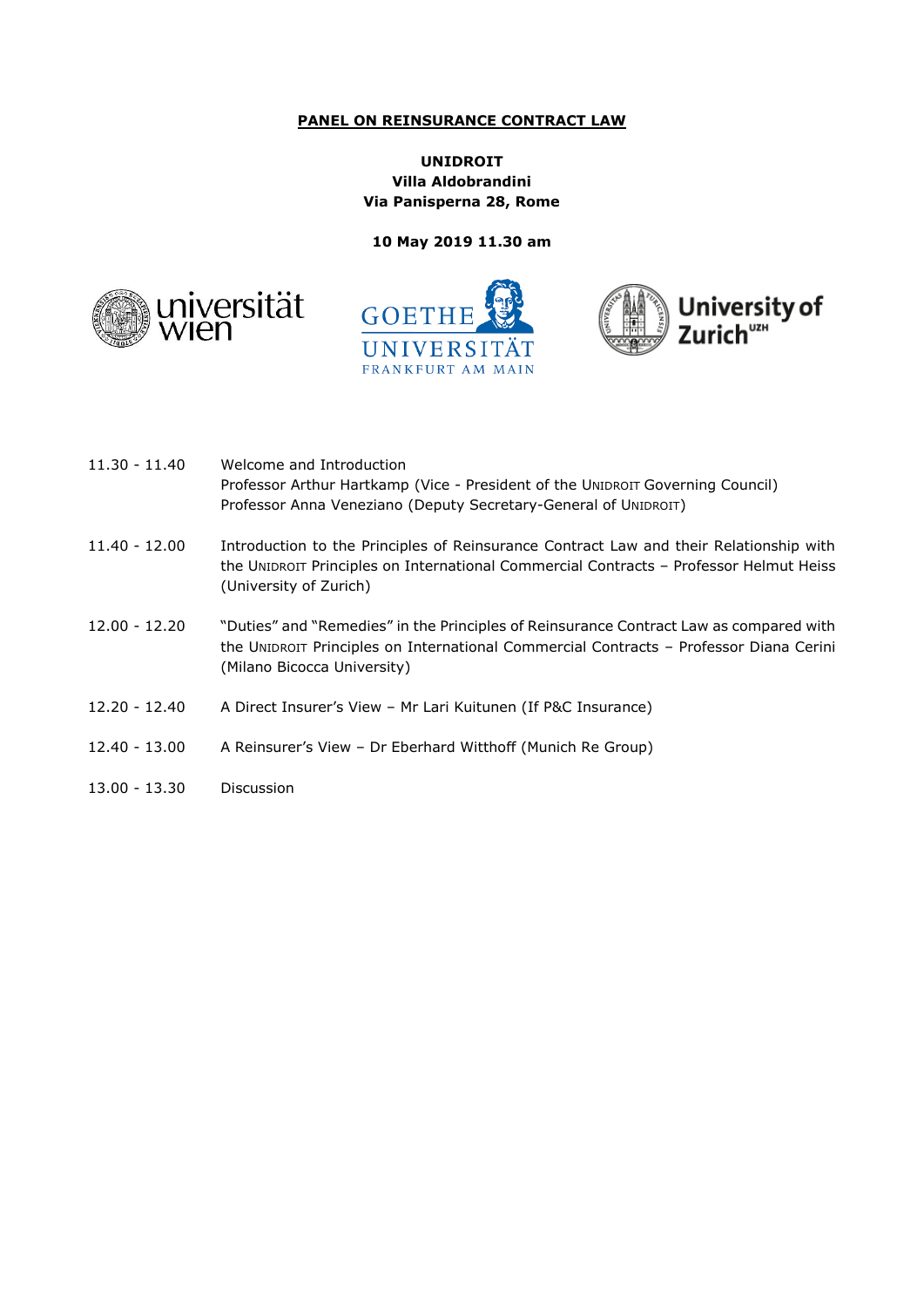**PANEL ON REINSURANCE CONTRACT LAW**

**UNIDROIT**
**Villa Aldobrandini**
**Via Panisperna 28, Rome**

**10 May 2019 11.30 am**

| | |
|---|---|
| 11.30 - 11.40 | Welcome and Introduction<br>Professor Arthur Hartkamp (Vice - President of the UNIDROIT Governing Council)<br>Professor Anna Veneziano (Deputy Secretary-General of UNIDROIT) |
| 11.40 - 12.00 | Introduction to the Principles of Reinsurance Contract Law and their Relationship with the UNIDROIT Principles on International Commercial Contracts – Professor Helmut Heiss (University of Zurich) |
| 12.00 - 12.20 | "Duties" and "Remedies" in the Principles of Reinsurance Contract Law as compared with the UNIDROIT Principles on International Commercial Contracts – Professor Diana Cerini (Milano Bicocca University) |
| 12.20 - 12.40 | A Direct Insurer's View – Mr Lari Kuitunen (If P&C Insurance) |
| 12.40 - 13.00 | A Reinsurer's View – Dr Eberhard Witthoff (Munich Re Group) |
| 13.00 - 13.30 | Discussion |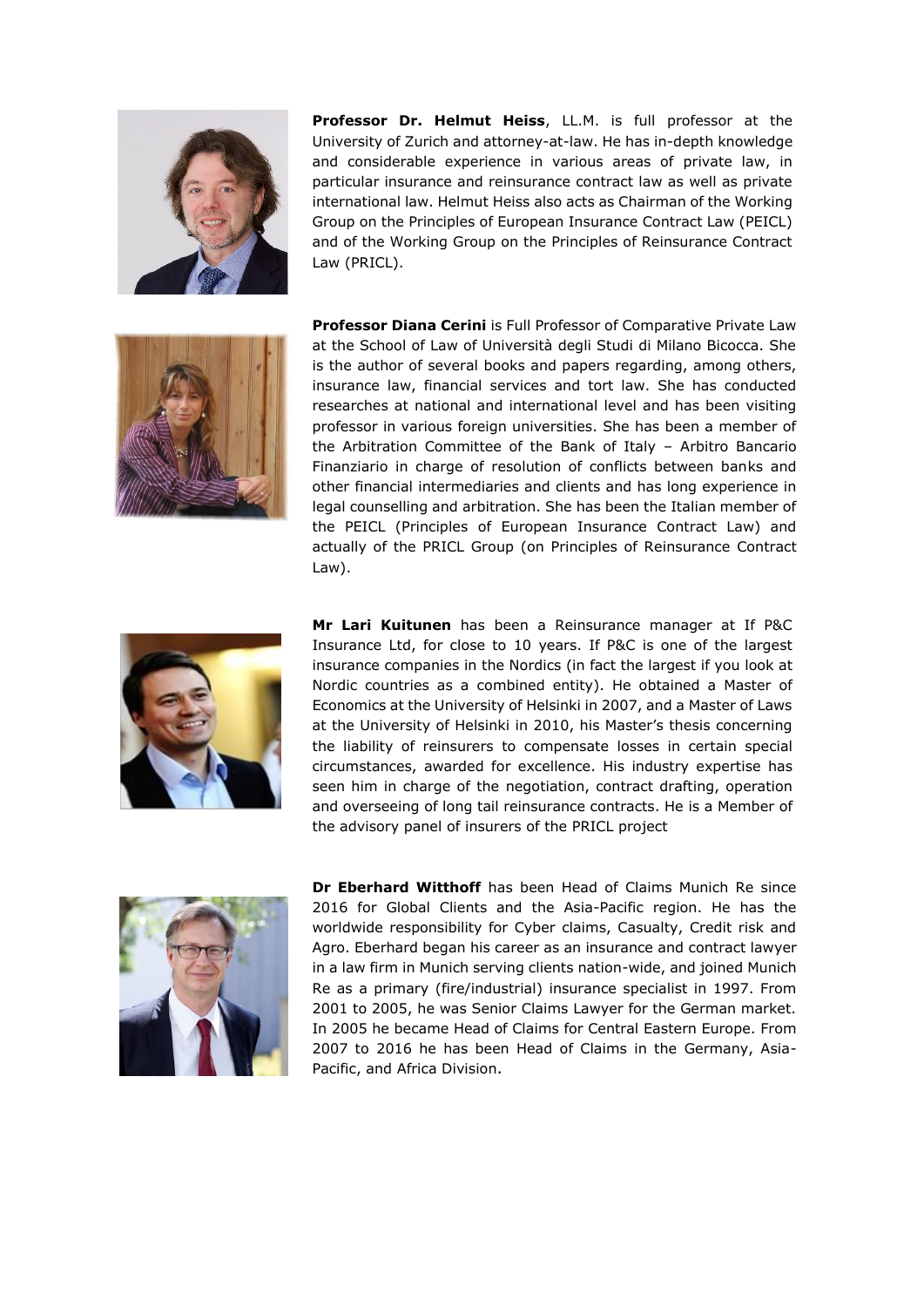**Professor Dr. Helmut Heiss**, LL.M. is full professor at the University of Zurich and attorney-at-law. He has in-depth knowledge and considerable experience in various areas of private law, in particular insurance and reinsurance contract law as well as private international law. Helmut Heiss also acts as Chairman of the Working Group on the Principles of European Insurance Contract Law (PEICL) and of the Working Group on the Principles of Reinsurance Contract Law (PRICL).

**Professor Diana Cerini** is Full Professor of Comparative Private Law at the School of Law of Università degli Studi di Milano Bicocca. She is the author of several books and papers regarding, among others, insurance law, financial services and tort law. She has conducted researches at national and international level and has been visiting professor in various foreign universities. She has been a member of the Arbitration Committee of the Bank of Italy – Arbitro Bancario Finanziario in charge of resolution of conflicts between banks and other financial intermediaries and clients and has long experience in legal counselling and arbitration. She has been the Italian member of the PEICL (Principles of European Insurance Contract Law) and actually of the PRICL Group (on Principles of Reinsurance Contract Law).

**Mr Lari Kuitunen** has been a Reinsurance manager at If P&C Insurance Ltd, for close to 10 years. If P&C is one of the largest insurance companies in the Nordics (in fact the largest if you look at Nordic countries as a combined entity). He obtained a Master of Economics at the University of Helsinki in 2007, and a Master of Laws at the University of Helsinki in 2010, his Master's thesis concerning the liability of reinsurers to compensate losses in certain special circumstances, awarded for excellence. His industry expertise has seen him in charge of the negotiation, contract drafting, operation and overseeing of long tail reinsurance contracts. He is a Member of the advisory panel of insurers of the PRICL project

**Dr Eberhard Witthoff** has been Head of Claims Munich Re since 2016 for Global Clients and the Asia-Pacific region. He has the worldwide responsibility for Cyber claims, Casualty, Credit risk and Agro. Eberhard began his career as an insurance and contract lawyer in a law firm in Munich serving clients nation-wide, and joined Munich Re as a primary (fire/industrial) insurance specialist in 1997. From 2001 to 2005, he was Senior Claims Lawyer for the German market. In 2005 he became Head of Claims for Central Eastern Europe. From 2007 to 2016 he has been Head of Claims in the Germany, Asia-Pacific, and Africa Division.